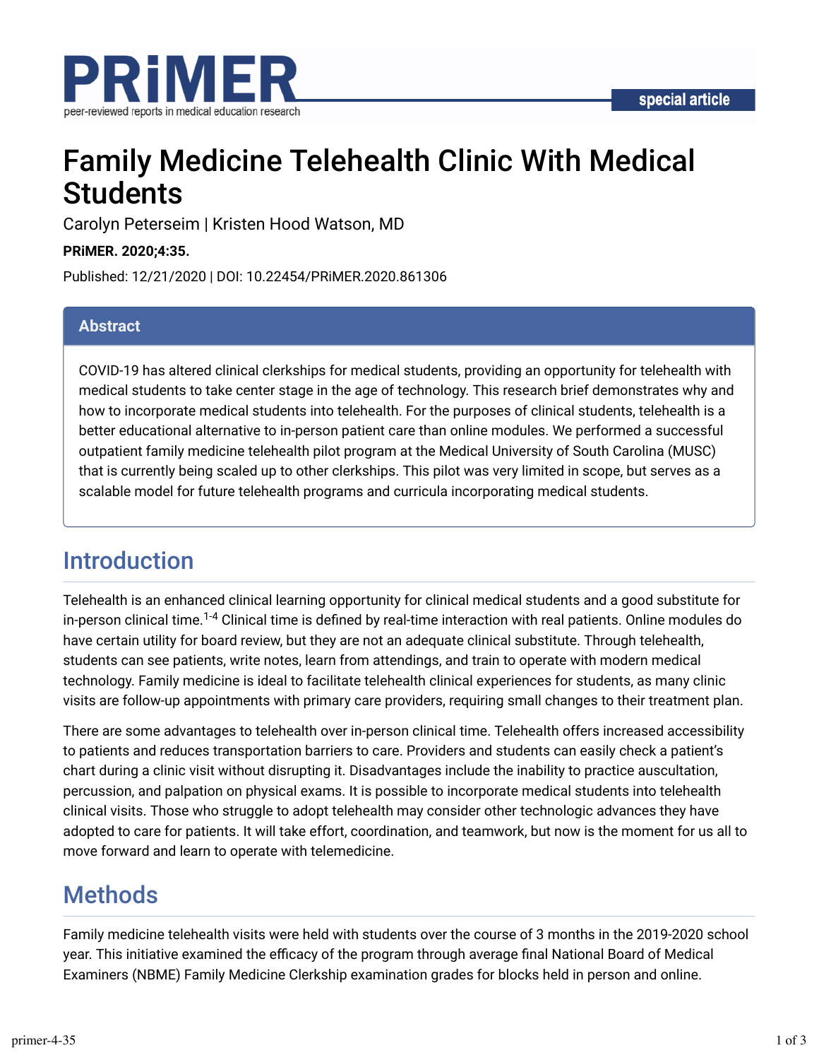# Family Medicine Telehealth Clinic With Medical Students

Carolyn Peterseim | Kristen Hood Watson, MD

**PRiMER. 2020;4:35.**

Published: 12/21/2020 | DOI: 10.22454/PRiMER.2020.861306

## Abstract

COVID-19 has altered clinical clerkships for medical students, providing an opportunity for telehealth with medical students to take center stage in the age of technology. This research brief demonstrates why and how to incorporate medical students into telehealth. For the purposes of clinical students, telehealth is a better educational alternative to in-person patient care than online modules. We performed a successful outpatient family medicine telehealth pilot program at the Medical University of South Carolina (MUSC) that is currently being scaled up to other clerkships. This pilot was very limited in scope, but serves as a scalable model for future telehealth programs and curricula incorporating medical students.

## Introduction

Telehealth is an enhanced clinical learning opportunity for clinical medical students and a good substitute for in-person clinical time.[1-4] Clinical time is defined by real-time interaction with real patients. Online modules do have certain utility for board review, but they are not an adequate clinical substitute. Through telehealth, students can see patients, write notes, learn from attendings, and train to operate with modern medical technology. Family medicine is ideal to facilitate telehealth clinical experiences for students, as many clinic visits are follow-up appointments with primary care providers, requiring small changes to their treatment plan.

There are some advantages to telehealth over in-person clinical time. Telehealth offers increased accessibility to patients and reduces transportation barriers to care. Providers and students can easily check a patient's chart during a clinic visit without disrupting it. Disadvantages include the inability to practice auscultation, percussion, and palpation on physical exams. It is possible to incorporate medical students into telehealth clinical visits. Those who struggle to adopt telehealth may consider other technologic advances they have adopted to care for patients. It will take effort, coordination, and teamwork, but now is the moment for us all to move forward and learn to operate with telemedicine.

## Methods

Family medicine telehealth visits were held with students over the course of 3 months in the 2019-2020 school year. This initiative examined the efficacy of the program through average final National Board of Medical Examiners (NBME) Family Medicine Clerkship examination grades for blocks held in person and online.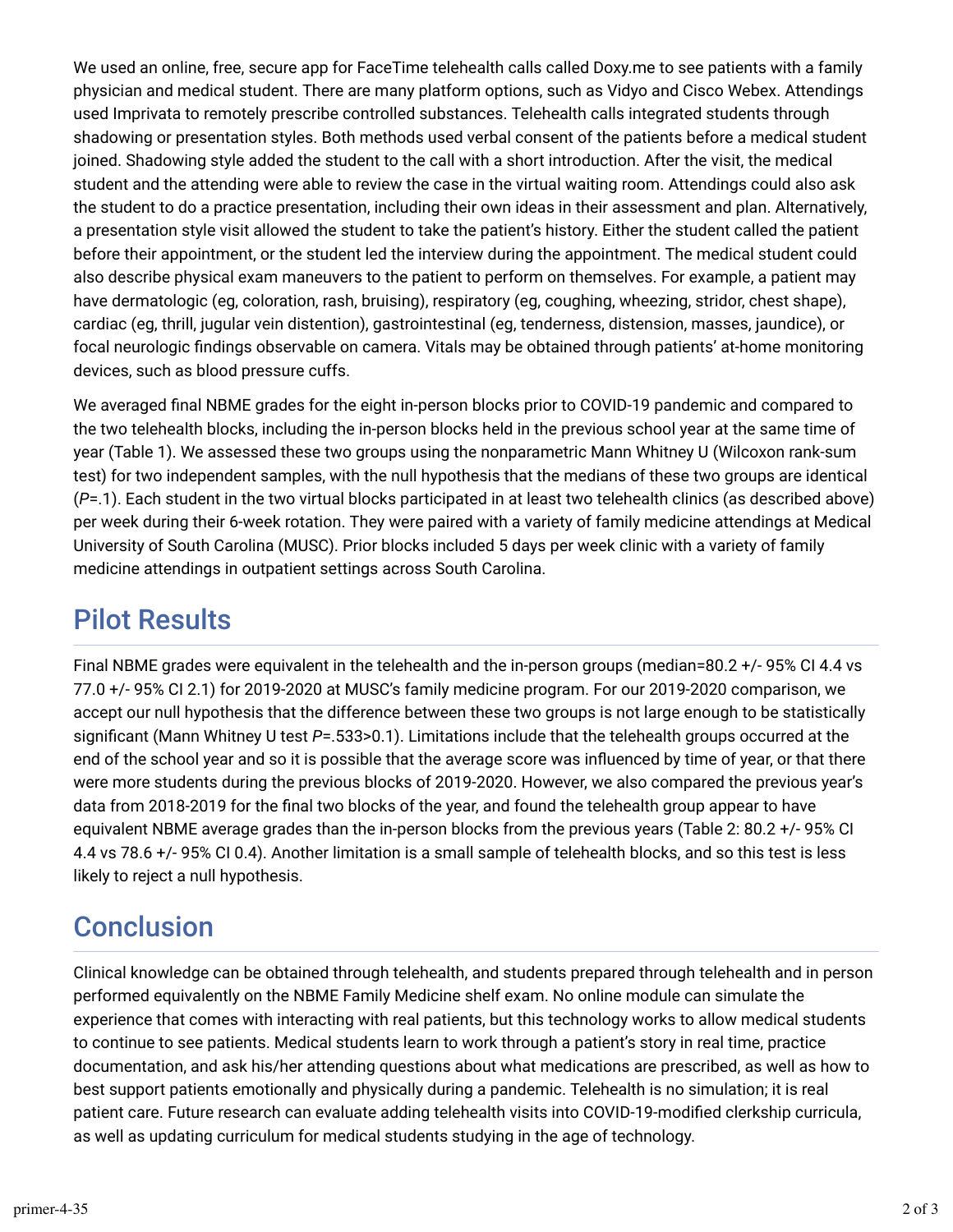We used an online, free, secure app for FaceTime telehealth calls called Doxy.me to see patients with a family physician and medical student. There are many platform options, such as Vidyo and Cisco Webex. Attendings used Imprivata to remotely prescribe controlled substances. Telehealth calls integrated students through shadowing or presentation styles. Both methods used verbal consent of the patients before a medical student joined. Shadowing style added the student to the call with a short introduction. After the visit, the medical student and the attending were able to review the case in the virtual waiting room. Attendings could also ask the student to do a practice presentation, including their own ideas in their assessment and plan. Alternatively, a presentation style visit allowed the student to take the patient's history. Either the student called the patient before their appointment, or the student led the interview during the appointment. The medical student could also describe physical exam maneuvers to the patient to perform on themselves. For example, a patient may have dermatologic (eg, coloration, rash, bruising), respiratory (eg, coughing, wheezing, stridor, chest shape), cardiac (eg, thrill, jugular vein distention), gastrointestinal (eg, tenderness, distension, masses, jaundice), or focal neurologic findings observable on camera. Vitals may be obtained through patients' at-home monitoring devices, such as blood pressure cuffs.

We averaged final NBME grades for the eight in-person blocks prior to COVID-19 pandemic and compared to the two telehealth blocks, including the in-person blocks held in the previous school year at the same time of year (Table 1). We assessed these two groups using the nonparametric Mann Whitney U (Wilcoxon rank-sum test) for two independent samples, with the null hypothesis that the medians of these two groups are identical (*P*=.1). Each student in the two virtual blocks participated in at least two telehealth clinics (as described above) per week during their 6-week rotation. They were paired with a variety of family medicine attendings at Medical University of South Carolina (MUSC). Prior blocks included 5 days per week clinic with a variety of family medicine attendings in outpatient settings across South Carolina.

## Pilot Results

Final NBME grades were equivalent in the telehealth and the in-person groups (median=80.2 +/- 95% CI 4.4 vs 77.0 +/- 95% CI 2.1) for 2019-2020 at MUSC's family medicine program. For our 2019-2020 comparison, we accept our null hypothesis that the difference between these two groups is not large enough to be statistically significant (Mann Whitney U test *P*=.533>0.1). Limitations include that the telehealth groups occurred at the end of the school year and so it is possible that the average score was influenced by time of year, or that there were more students during the previous blocks of 2019-2020. However, we also compared the previous year's data from 2018-2019 for the final two blocks of the year, and found the telehealth group appear to have equivalent NBME average grades than the in-person blocks from the previous years (Table 2: 80.2 +/- 95% CI 4.4 vs 78.6 +/- 95% CI 0.4). Another limitation is a small sample of telehealth blocks, and so this test is less likely to reject a null hypothesis.

## Conclusion

Clinical knowledge can be obtained through telehealth, and students prepared through telehealth and in person performed equivalently on the NBME Family Medicine shelf exam. No online module can simulate the experience that comes with interacting with real patients, but this technology works to allow medical students to continue to see patients. Medical students learn to work through a patient's story in real time, practice documentation, and ask his/her attending questions about what medications are prescribed, as well as how to best support patients emotionally and physically during a pandemic. Telehealth is no simulation; it is real patient care. Future research can evaluate adding telehealth visits into COVID-19-modified clerkship curricula, as well as updating curriculum for medical students studying in the age of technology.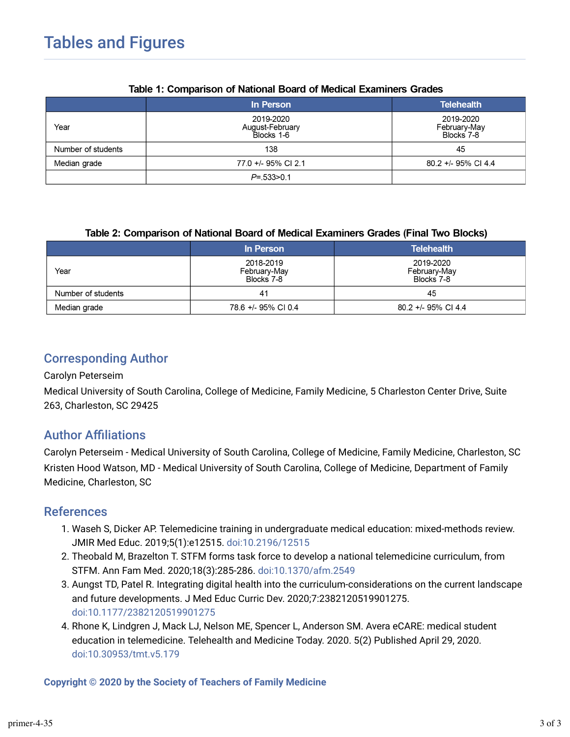# Tables and Figures

**Table 1: Comparison of National Board of Medical Examiners Grades**

| | In Person | Telehealth |
|---|---|---|
| Year | 2019-2020<br>August-February<br>Blocks 1-6 | 2019-2020<br>February-May<br>Blocks 7-8 |
| Number of students | 138 | 45 |
| Median grade | 77.0 +/- 95% CI 2.1 | 80.2 +/- 95% CI 4.4 |
| | *P*=.533>0.1 | |

**Table 2: Comparison of National Board of Medical Examiners Grades (Final Two Blocks)**

| | In Person | Telehealth |
|---|---|---|
| Year | 2018-2019<br>February-May<br>Blocks 7-8 | 2019-2020<br>February-May<br>Blocks 7-8 |
| Number of students | 41 | 45 |
| Median grade | 78.6 +/- 95% CI 0.4 | 80.2 +/- 95% CI 4.4 |

## Corresponding Author

Carolyn Peterseim

Medical University of South Carolina, College of Medicine, Family Medicine, 5 Charleston Center Drive, Suite 263, Charleston, SC 29425

## Author Affiliations

Carolyn Peterseim - Medical University of South Carolina, College of Medicine, Family Medicine, Charleston, SC

Kristen Hood Watson, MD - Medical University of South Carolina, College of Medicine, Department of Family Medicine, Charleston, SC

## References

1. Waseh S, Dicker AP. Telemedicine training in undergraduate medical education: mixed-methods review. JMIR Med Educ. 2019;5(1):e12515. doi:10.2196/12515
2. Theobald M, Brazelton T. STFM forms task force to develop a national telemedicine curriculum, from STFM. Ann Fam Med. 2020;18(3):285-286. doi:10.1370/afm.2549
3. Aungst TD, Patel R. Integrating digital health into the curriculum-considerations on the current landscape and future developments. J Med Educ Curric Dev. 2020;7:2382120519901275. doi:10.1177/2382120519901275
4. Rhone K, Lindgren J, Mack LJ, Nelson ME, Spencer L, Anderson SM. Avera eCARE: medical student education in telemedicine. Telehealth and Medicine Today. 2020. 5(2) Published April 29, 2020. doi:10.30953/tmt.v5.179

**Copyright © 2020 by the Society of Teachers of Family Medicine**